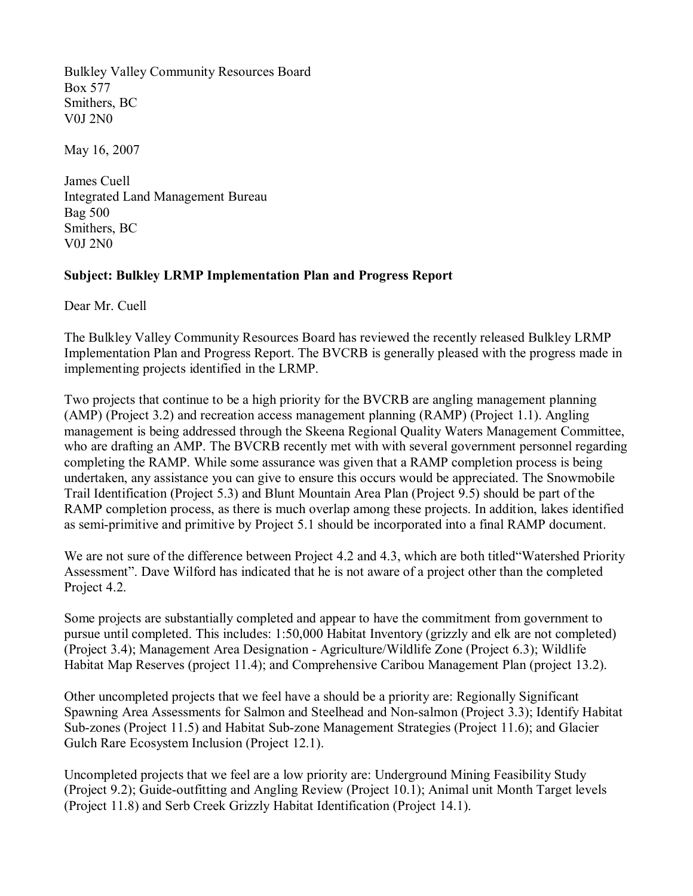Bulkley Valley Community Resources Board
Box 577
Smithers, BC
V0J 2N0

May 16, 2007

James Cuell
Integrated Land Management Bureau
Bag 500
Smithers, BC
V0J 2N0

**Subject: Bulkley LRMP Implementation Plan and Progress Report**

Dear Mr. Cuell

The Bulkley Valley Community Resources Board has reviewed the recently released Bulkley LRMP Implementation Plan and Progress Report. The BVCRB is generally pleased with the progress made in implementing projects identified in the LRMP.

Two projects that continue to be a high priority for the BVCRB are angling management planning (AMP) (Project 3.2) and recreation access management planning (RAMP) (Project 1.1). Angling management is being addressed through the Skeena Regional Quality Waters Management Committee, who are drafting an AMP. The BVCRB recently met with with several government personnel regarding completing the RAMP. While some assurance was given that a RAMP completion process is being undertaken, any assistance you can give to ensure this occurs would be appreciated. The Snowmobile Trail Identification (Project 5.3) and Blunt Mountain Area Plan (Project 9.5) should be part of the RAMP completion process, as there is much overlap among these projects. In addition, lakes identified as semi-primitive and primitive by Project 5.1 should be incorporated into a final RAMP document.

We are not sure of the difference between Project 4.2 and 4.3, which are both titled"Watershed Priority Assessment". Dave Wilford has indicated that he is not aware of a project other than the completed Project 4.2.

Some projects are substantially completed and appear to have the commitment from government to pursue until completed. This includes: 1:50,000 Habitat Inventory (grizzly and elk are not completed) (Project 3.4); Management Area Designation - Agriculture/Wildlife Zone (Project 6.3); Wildlife Habitat Map Reserves (project 11.4); and Comprehensive Caribou Management Plan (project 13.2).

Other uncompleted projects that we feel have a should be a priority are: Regionally Significant Spawning Area Assessments for Salmon and Steelhead and Non-salmon (Project 3.3); Identify Habitat Sub-zones (Project 11.5) and Habitat Sub-zone Management Strategies (Project 11.6); and Glacier Gulch Rare Ecosystem Inclusion (Project 12.1).

Uncompleted projects that we feel are a low priority are: Underground Mining Feasibility Study (Project 9.2); Guide-outfitting and Angling Review (Project 10.1); Animal unit Month Target levels (Project 11.8) and Serb Creek Grizzly Habitat Identification (Project 14.1).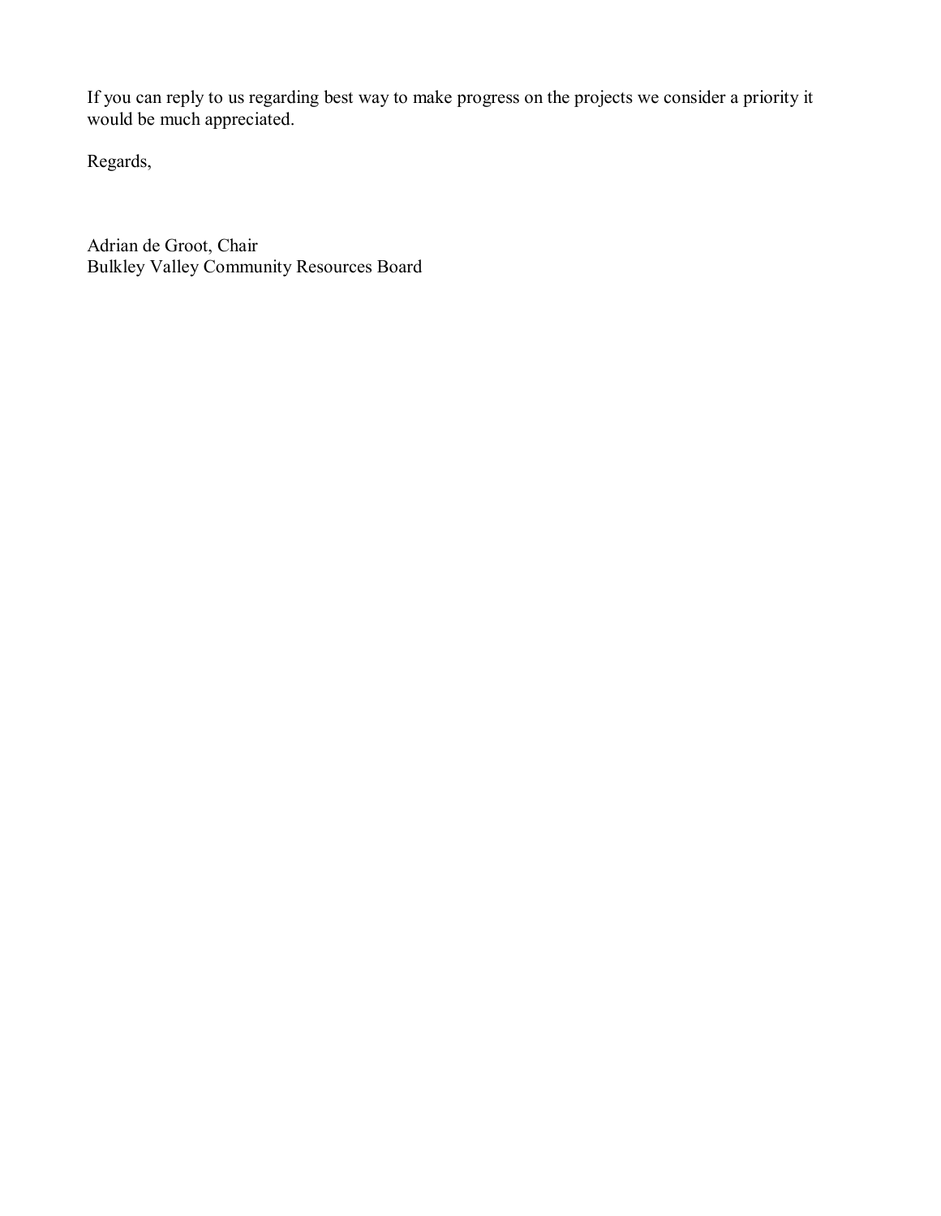If you can reply to us regarding best way to make progress on the projects we consider a priority it would be much appreciated.

Regards,

Adrian de Groot, Chair
Bulkley Valley Community Resources Board